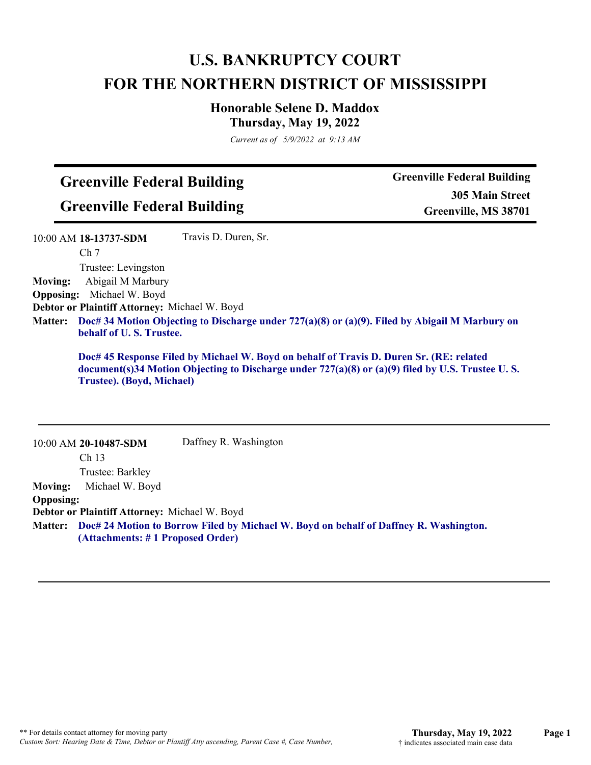# U.S. BANKRUPTCY COURT
# FOR THE NORTHERN DISTRICT OF MISSISSIPPI

### Honorable Selene D. Maddox
### Thursday, May 19, 2022

*Current as of 5/9/2022 at 9:13 AM*

## Greenville Federal Building
## Greenville Federal Building

**Greenville Federal Building**
**305 Main Street**
**Greenville, MS 38701**

---

10:00 AM **18-13737-SDM** Travis D. Duren, Sr.
Ch 7
Trustee: Levingston

**Moving:** Abigail M Marbury
**Opposing:** Michael W. Boyd
**Debtor or Plaintiff Attorney:** Michael W. Boyd
**Matter:** **Doc# 34 Motion Objecting to Discharge under 727(a)(8) or (a)(9). Filed by Abigail M Marbury on behalf of U. S. Trustee.**

**Doc# 45 Response Filed by Michael W. Boyd on behalf of Travis D. Duren Sr. (RE: related document(s)34 Motion Objecting to Discharge under 727(a)(8) or (a)(9) filed by U.S. Trustee U. S. Trustee). (Boyd, Michael)**

---

10:00 AM **20-10487-SDM** Daffney R. Washington
Ch 13
Trustee: Barkley

**Moving:** Michael W. Boyd
**Opposing:**
**Debtor or Plaintiff Attorney:** Michael W. Boyd
**Matter:** **Doc# 24 Motion to Borrow Filed by Michael W. Boyd on behalf of Daffney R. Washington. (Attachments: # 1 Proposed Order)**

---

** For details contact attorney for moving party
*Custom Sort: Hearing Date & Time, Debtor or Plantiff Atty ascending, Parent Case #, Case Number,*

† indicates associated main case data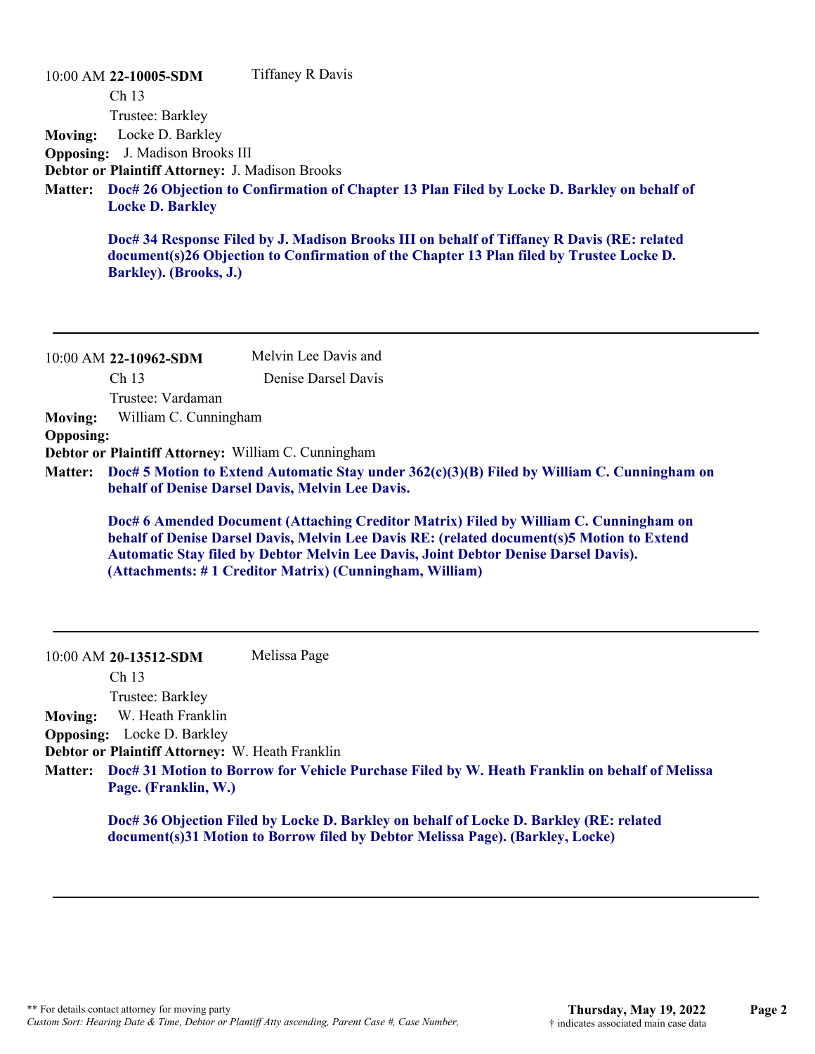10:00 AM **22-10005-SDM** Tiffaney R Davis

Ch 13

Trustee: Barkley

**Moving:** Locke D. Barkley

**Opposing:** J. Madison Brooks III

**Debtor or Plaintiff Attorney:** J. Madison Brooks

**Matter:** **Doc# 26 Objection to Confirmation of Chapter 13 Plan Filed by Locke D. Barkley on behalf of Locke D. Barkley**

**Doc# 34 Response Filed by J. Madison Brooks III on behalf of Tiffaney R Davis (RE: related document(s)26 Objection to Confirmation of the Chapter 13 Plan filed by Trustee Locke D. Barkley). (Brooks, J.)**

---

10:00 AM **22-10962-SDM** Melvin Lee Davis and Denise Darsel Davis

Ch 13

Trustee: Vardaman

**Moving:** William C. Cunningham

**Opposing:**

**Debtor or Plaintiff Attorney:** William C. Cunningham

**Matter:** **Doc# 5 Motion to Extend Automatic Stay under 362(c)(3)(B) Filed by William C. Cunningham on behalf of Denise Darsel Davis, Melvin Lee Davis.**

**Doc# 6 Amended Document (Attaching Creditor Matrix) Filed by William C. Cunningham on behalf of Denise Darsel Davis, Melvin Lee Davis RE: (related document(s)5 Motion to Extend Automatic Stay filed by Debtor Melvin Lee Davis, Joint Debtor Denise Darsel Davis). (Attachments: # 1 Creditor Matrix) (Cunningham, William)**

---

10:00 AM **20-13512-SDM** Melissa Page

Ch 13

Trustee: Barkley

**Moving:** W. Heath Franklin

**Opposing:** Locke D. Barkley

**Debtor or Plaintiff Attorney:** W. Heath Franklin

**Matter:** **Doc# 31 Motion to Borrow for Vehicle Purchase Filed by W. Heath Franklin on behalf of Melissa Page. (Franklin, W.)**

**Doc# 36 Objection Filed by Locke D. Barkley on behalf of Locke D. Barkley (RE: related document(s)31 Motion to Borrow filed by Debtor Melissa Page). (Barkley, Locke)**

---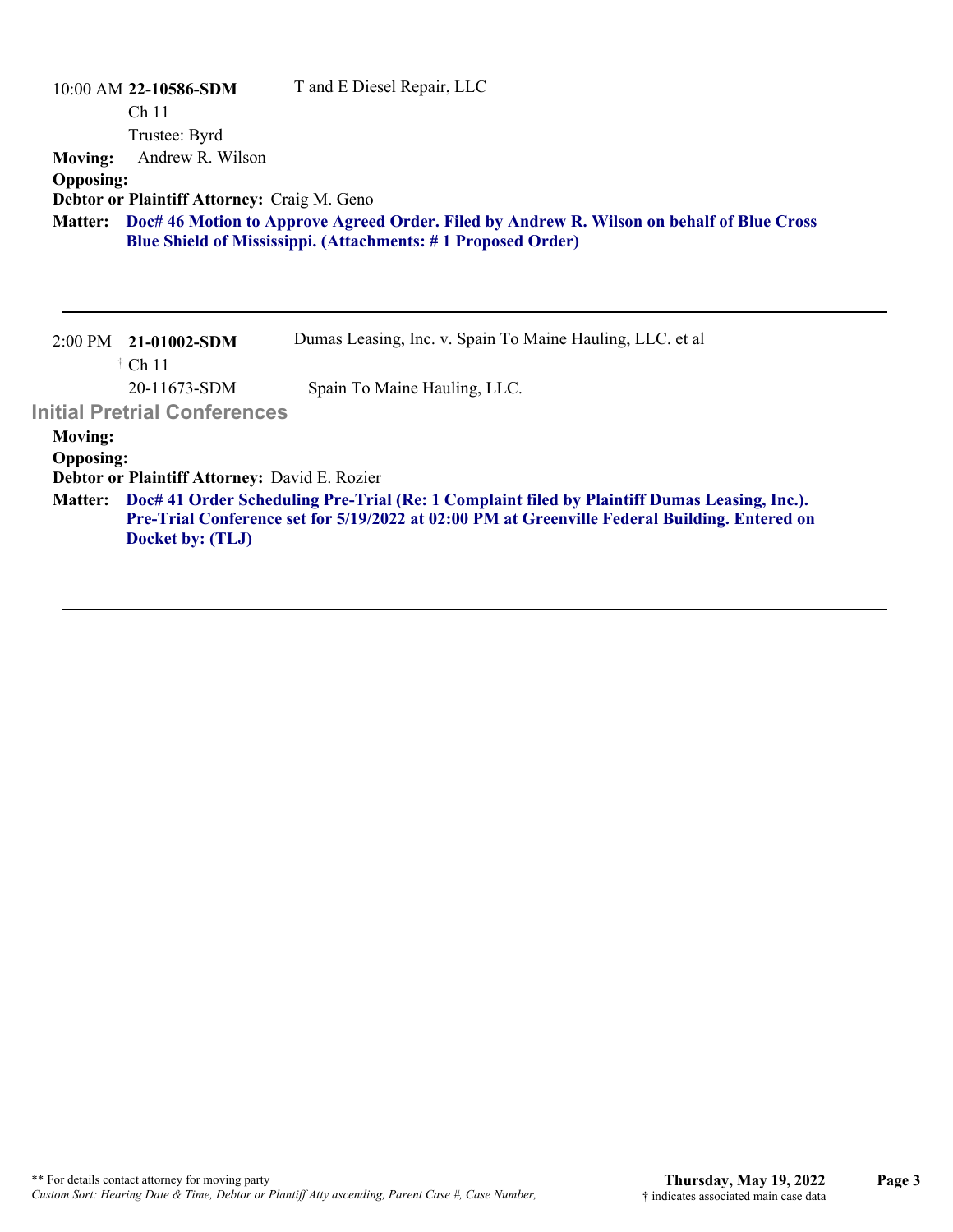10:00 AM **22-10586-SDM** T and E Diesel Repair, LLC

Ch 11

Trustee: Byrd

**Moving:** Andrew R. Wilson

**Opposing:**

**Debtor or Plaintiff Attorney:** Craig M. Geno

**Matter:** **Doc# 46 Motion to Approve Agreed Order. Filed by Andrew R. Wilson on behalf of Blue Cross Blue Shield of Mississippi. (Attachments: # 1 Proposed Order)**

---

2:00 PM **21-01002-SDM** Dumas Leasing, Inc. v. Spain To Maine Hauling, LLC. et al

† Ch 11

20-11673-SDM Spain To Maine Hauling, LLC.

## Initial Pretrial Conferences

**Moving:**

**Opposing:**

**Debtor or Plaintiff Attorney:** David E. Rozier

**Matter:** **Doc# 41 Order Scheduling Pre-Trial (Re: 1 Complaint filed by Plaintiff Dumas Leasing, Inc.). Pre-Trial Conference set for 5/19/2022 at 02:00 PM at Greenville Federal Building. Entered on Docket by: (TLJ)**

---

** For details contact attorney for moving party

*Custom Sort: Hearing Date & Time, Debtor or Plantiff Atty ascending, Parent Case #, Case Number,*

**Thursday, May 19, 2022**

† indicates associated main case data